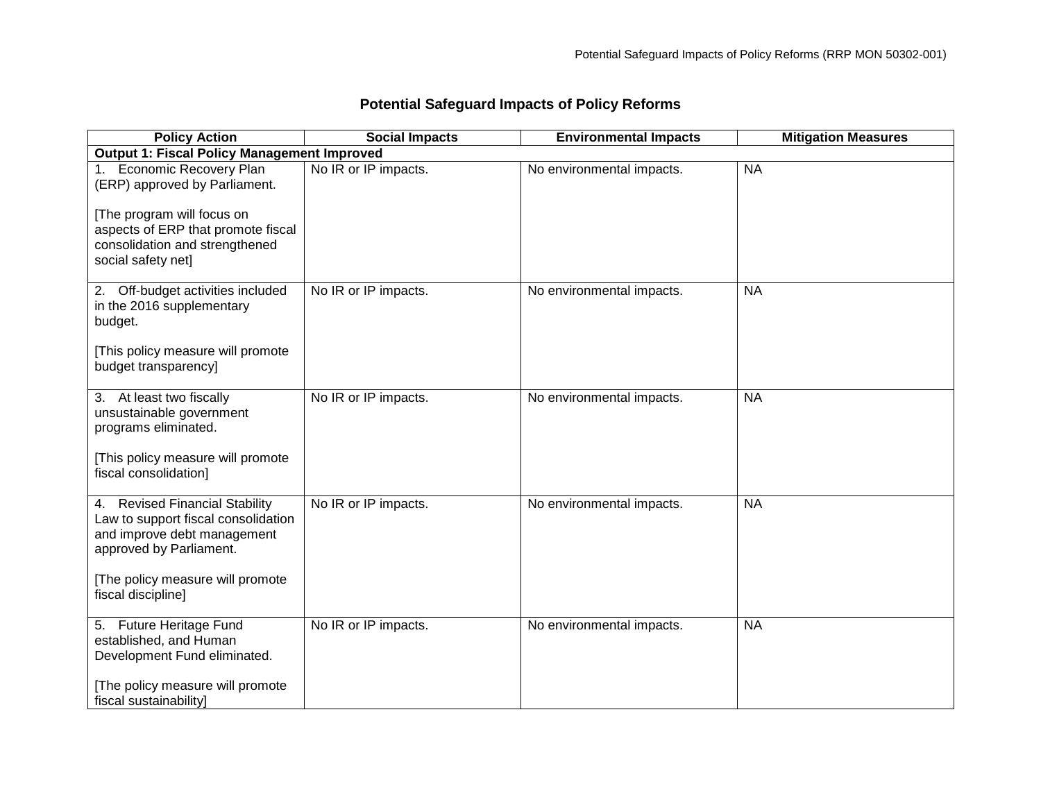# Potential Safeguard Impacts of Policy Reforms

| Policy Action | Social Impacts | Environmental Impacts | Mitigation Measures |
|---|---|---|---|
| **Output 1: Fiscal Policy Management Improved** | | | |
| 1. Economic Recovery Plan (ERP) approved by Parliament.<br><br>[The program will focus on aspects of ERP that promote fiscal consolidation and strengthened social safety net] | No IR or IP impacts. | No environmental impacts. | NA |
| 2. Off-budget activities included in the 2016 supplementary budget.<br><br>[This policy measure will promote budget transparency] | No IR or IP impacts. | No environmental impacts. | NA |
| 3. At least two fiscally unsustainable government programs eliminated.<br><br>[This policy measure will promote fiscal consolidation] | No IR or IP impacts. | No environmental impacts. | NA |
| 4. Revised Financial Stability Law to support fiscal consolidation and improve debt management approved by Parliament.<br><br>[The policy measure will promote fiscal discipline] | No IR or IP impacts. | No environmental impacts. | NA |
| 5. Future Heritage Fund established, and Human Development Fund eliminated.<br><br>[The policy measure will promote fiscal sustainability] | No IR or IP impacts. | No environmental impacts. | NA |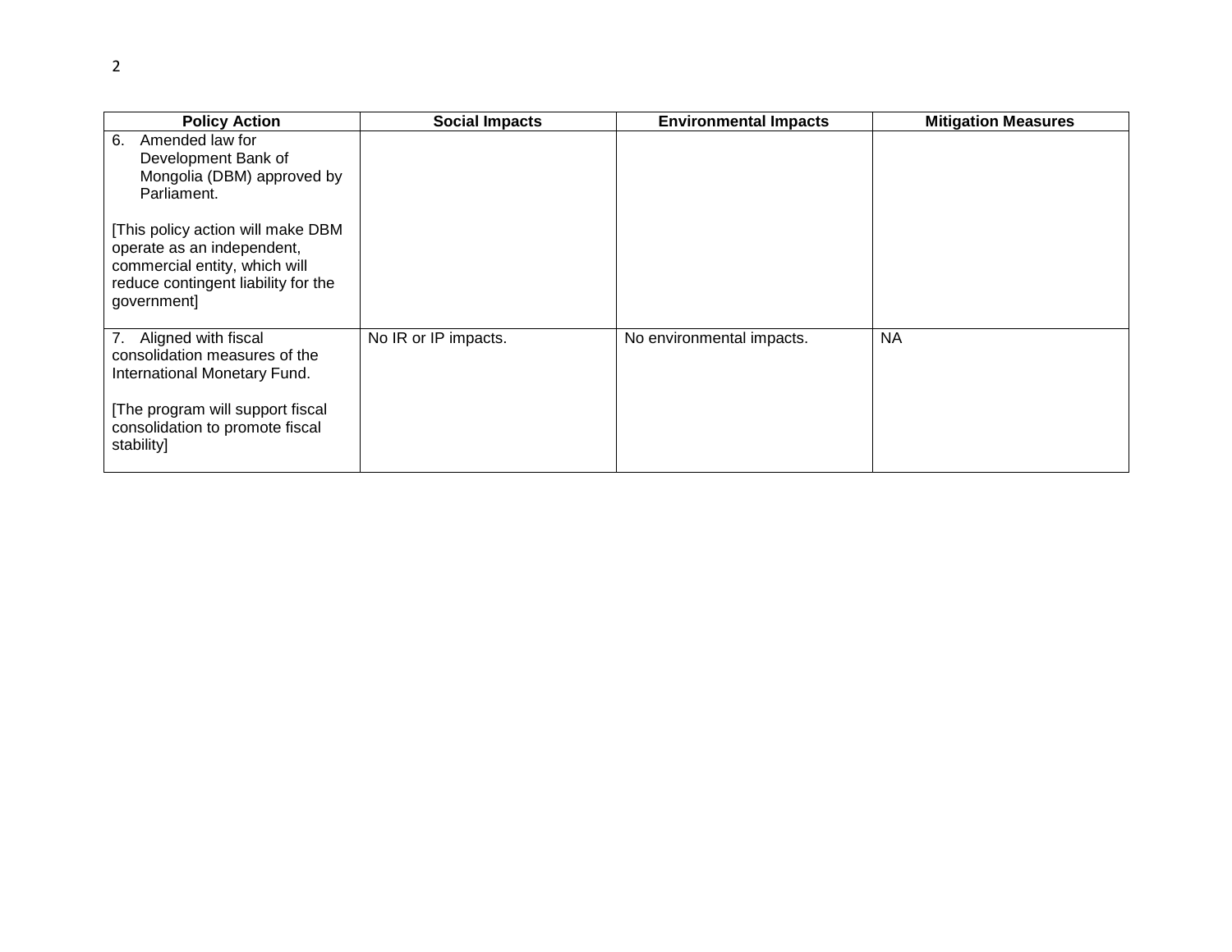| Policy Action | Social Impacts | Environmental Impacts | Mitigation Measures |
|---|---|---|---|
| 6. Amended law for Development Bank of Mongolia (DBM) approved by Parliament.<br><br>[This policy action will make DBM operate as an independent, commercial entity, which will reduce contingent liability for the government] | | | |
| 7. Aligned with fiscal consolidation measures of the International Monetary Fund.<br><br>[The program will support fiscal consolidation to promote fiscal stability] | No IR or IP impacts. | No environmental impacts. | NA |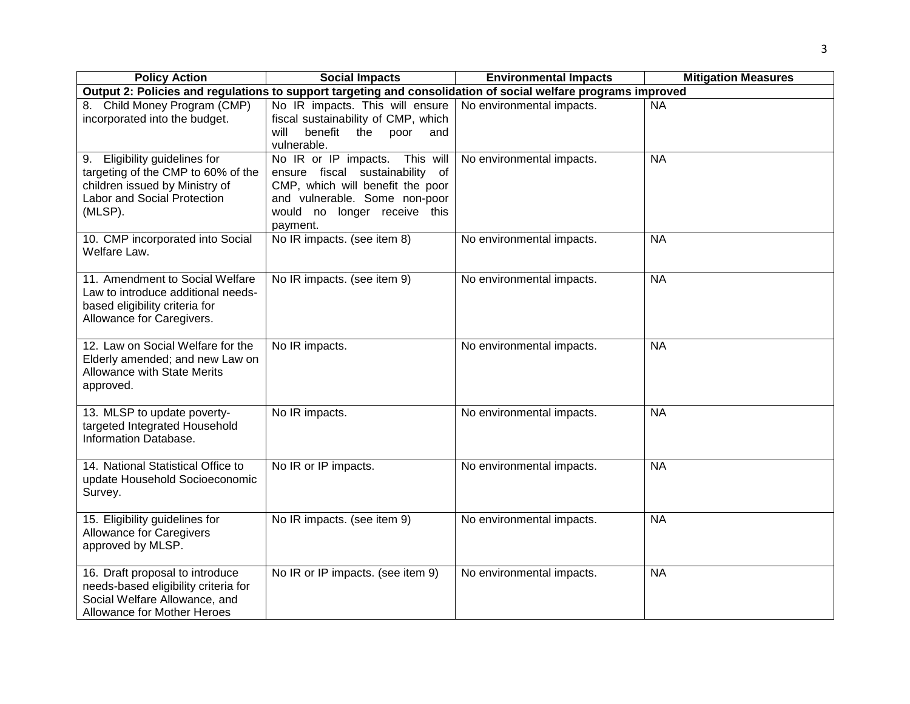| Policy Action | Social Impacts | Environmental Impacts | Mitigation Measures |
|---|---|---|---|
| **Output 2: Policies and regulations to support targeting and consolidation of social welfare programs improved** | | | |
| 8. Child Money Program (CMP) incorporated into the budget. | No IR impacts. This will ensure fiscal sustainability of CMP, which will benefit the poor and vulnerable. | No environmental impacts. | NA |
| 9. Eligibility guidelines for targeting of the CMP to 60% of the children issued by Ministry of Labor and Social Protection (MLSP). | No IR or IP impacts. This will ensure fiscal sustainability of CMP, which will benefit the poor and vulnerable. Some non-poor would no longer receive this payment. | No environmental impacts. | NA |
| 10. CMP incorporated into Social Welfare Law. | No IR impacts. (see item 8) | No environmental impacts. | NA |
| 11. Amendment to Social Welfare Law to introduce additional needs-based eligibility criteria for Allowance for Caregivers. | No IR impacts. (see item 9) | No environmental impacts. | NA |
| 12. Law on Social Welfare for the Elderly amended; and new Law on Allowance with State Merits approved. | No IR impacts. | No environmental impacts. | NA |
| 13. MLSP to update poverty-targeted Integrated Household Information Database. | No IR impacts. | No environmental impacts. | NA |
| 14. National Statistical Office to update Household Socioeconomic Survey. | No IR or IP impacts. | No environmental impacts. | NA |
| 15. Eligibility guidelines for Allowance for Caregivers approved by MLSP. | No IR impacts. (see item 9) | No environmental impacts. | NA |
| 16. Draft proposal to introduce needs-based eligibility criteria for Social Welfare Allowance, and Allowance for Mother Heroes | No IR or IP impacts. (see item 9) | No environmental impacts. | NA |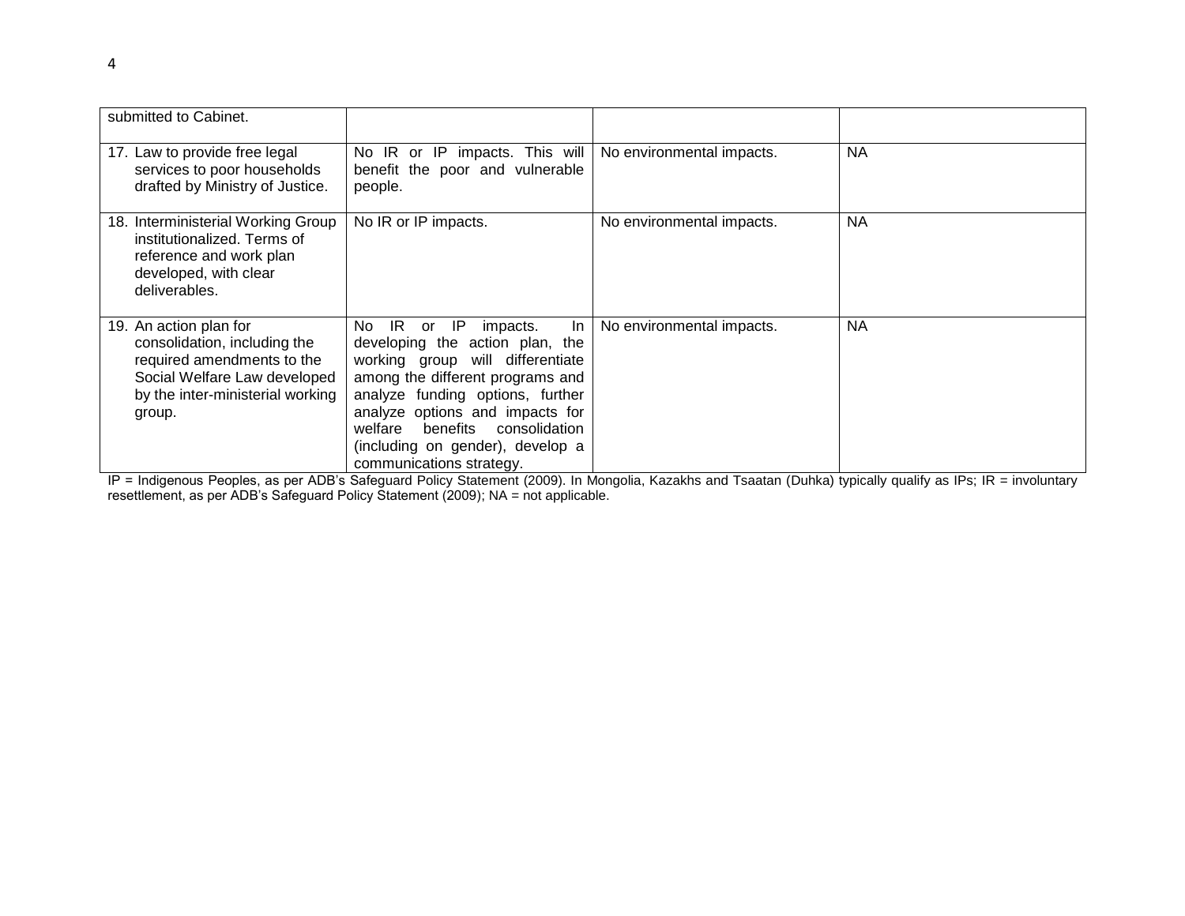| | | | |
|---|---|---|---|
| submitted to Cabinet. | | | |
| 17. Law to provide free legal services to poor households drafted by Ministry of Justice. | No IR or IP impacts. This will benefit the poor and vulnerable people. | No environmental impacts. | NA |
| 18. Interministerial Working Group institutionalized. Terms of reference and work plan developed, with clear deliverables. | No IR or IP impacts. | No environmental impacts. | NA |
| 19. An action plan for consolidation, including the required amendments to the Social Welfare Law developed by the inter-ministerial working group. | No IR or IP impacts. In developing the action plan, the working group will differentiate among the different programs and analyze funding options, further analyze options and impacts for welfare benefits consolidation (including on gender), develop a communications strategy. | No environmental impacts. | NA |

IP = Indigenous Peoples, as per ADB's Safeguard Policy Statement (2009). In Mongolia, Kazakhs and Tsaatan (Duhka) typically qualify as IPs; IR = involuntary resettlement, as per ADB's Safeguard Policy Statement (2009); NA = not applicable.